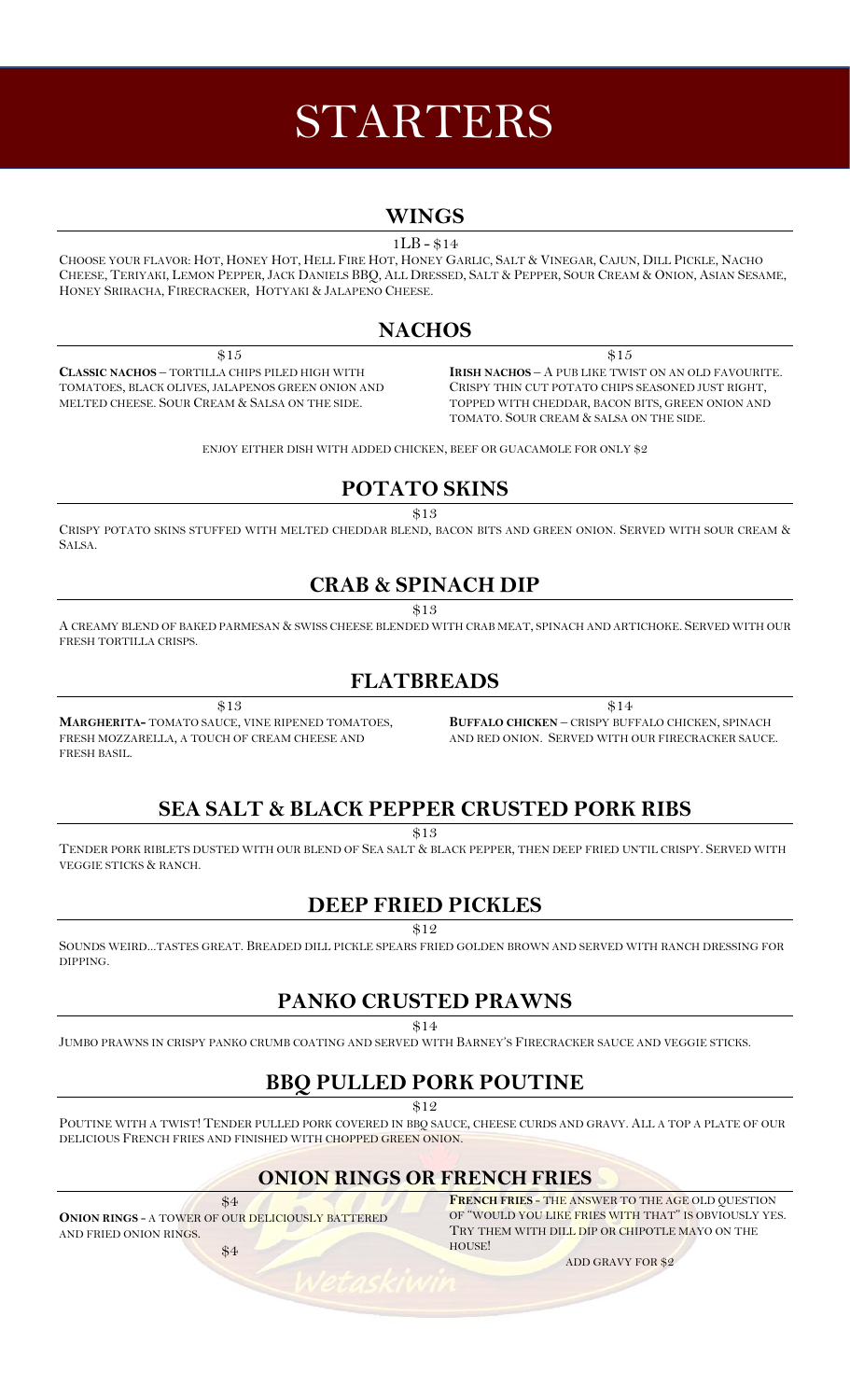# STARTERS

## WINGS

1LB - $14

Choose your flavor: Hot, Honey Hot, Hell Fire Hot, Honey Garlic, Salt & Vinegar, Cajun, Dill Pickle, Nacho Cheese, Teriyaki, Lemon Pepper, Jack Daniels BBQ, All Dressed, Salt & Pepper, Sour Cream & Onion, Asian Sesame, Honey Sriracha, Firecracker, Hotyaki & Jalapeno Cheese.

## NACHOS

$15

**Classic Nachos** – Tortilla chips piled high with tomatoes, black olives, jalapenos green onion and melted cheese. Sour Cream & Salsa on the side.

$15

**Irish Nachos** – A pub like twist on an old favourite. Crispy thin cut potato chips seasoned just right, topped with cheddar, bacon bits, green onion and tomato. Sour cream & salsa on the side.

enjoy either dish with added chicken, beef or guacamole for only $2

## POTATO SKINS

$13

Crispy potato skins stuffed with melted cheddar blend, bacon bits and green onion. Served with sour cream & Salsa.

## CRAB & SPINACH DIP

$13

A creamy blend of baked parmesan & swiss cheese blended with crab meat, spinach and artichoke. Served with our fresh tortilla crisps.

## FLATBREADS

$13

**Margherita-** Tomato sauce, vine ripened tomatoes, fresh mozzarella, a touch of cream cheese and fresh basil.

$14

**Buffalo Chicken** – Crispy buffalo chicken, spinach and red onion. Served with our firecracker sauce.

## SEA SALT & BLACK PEPPER CRUSTED PORK RIBS

$13

Tender pork riblets dusted with our blend of Sea salt & black pepper, then deep fried until crispy. Served with veggie sticks & ranch.

## DEEP FRIED PICKLES

$12

Sounds weird...tastes great. Breaded dill pickle spears fried golden brown and served with ranch dressing for dipping.

## PANKO CRUSTED PRAWNS

$14

Jumbo prawns in crispy panko crumb coating and served with Barney's Firecracker sauce and veggie sticks.

## BBQ PULLED PORK POUTINE

$12

Poutine with a twist! Tender pulled pork covered in bbq sauce, cheese curds and gravy. All a top a plate of our delicious French fries and finished with chopped green onion.

## ONION RINGS OR FRENCH FRIES

$4

**Onion Rings** - A tower of our deliciously battered and fried onion rings.

$4

**French Fries** - The answer to the age old question of "would you like fries with that" is obviously yes. Try them with dill dip or chipotle mayo on the house!

add gravy for $2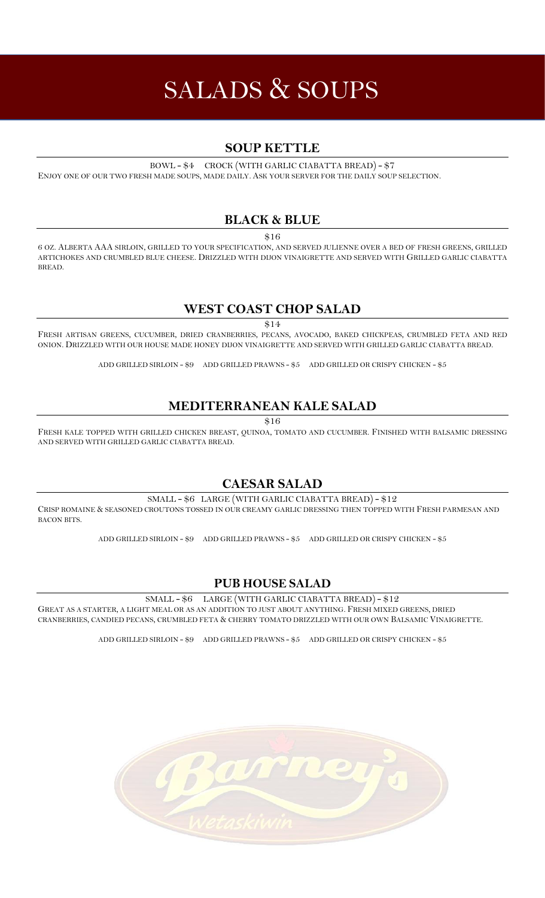# SALADS & SOUPS

## SOUP KETTLE

BOWL - $4 CROCK (WITH GARLIC CIABATTA BREAD) - $7

Enjoy one of our two fresh made soups, made daily. Ask your server for the daily soup selection.

## BLACK & BLUE

$16

6 oz. Alberta AAA sirloin, grilled to your specification, and served julienne over a bed of fresh greens, grilled artichokes and crumbled blue cheese. Drizzled with dijon vinaigrette and served with Grilled garlic ciabatta bread.

## WEST COAST CHOP SALAD

$14

Fresh artisan greens, cucumber, dried cranberries, pecans, avocado, baked chickpeas, crumbled feta and red onion. Drizzled with our house made honey dijon vinaigrette and served with grilled garlic ciabatta bread.

ADD GRILLED SIRLOIN - $9 ADD GRILLED PRAWNS - $5 ADD GRILLED OR CRISPY CHICKEN - $5

## MEDITERRANEAN KALE SALAD

$16

Fresh kale topped with grilled chicken breast, quinoa, tomato and cucumber. Finished with balsamic dressing and served with grilled garlic ciabatta bread.

## CAESAR SALAD

SMALL - $6 LARGE (WITH GARLIC CIABATTA BREAD) - $12

Crisp romaine & seasoned croutons tossed in our creamy garlic dressing then topped with Fresh parmesan and bacon bits.

ADD GRILLED SIRLOIN - $9 ADD GRILLED PRAWNS - $5 ADD GRILLED OR CRISPY CHICKEN - $5

## PUB HOUSE SALAD

SMALL - $6 LARGE (WITH GARLIC CIABATTA BREAD) - $12

Great as a starter, a light meal or as an addition to just about anything. Fresh mixed greens, dried cranberries, candied pecans, crumbled feta & cherry tomato drizzled with our own Balsamic Vinaigrette.

ADD GRILLED SIRLOIN - $9 ADD GRILLED PRAWNS - $5 ADD GRILLED OR CRISPY CHICKEN - $5

Barney's Wetaskiwin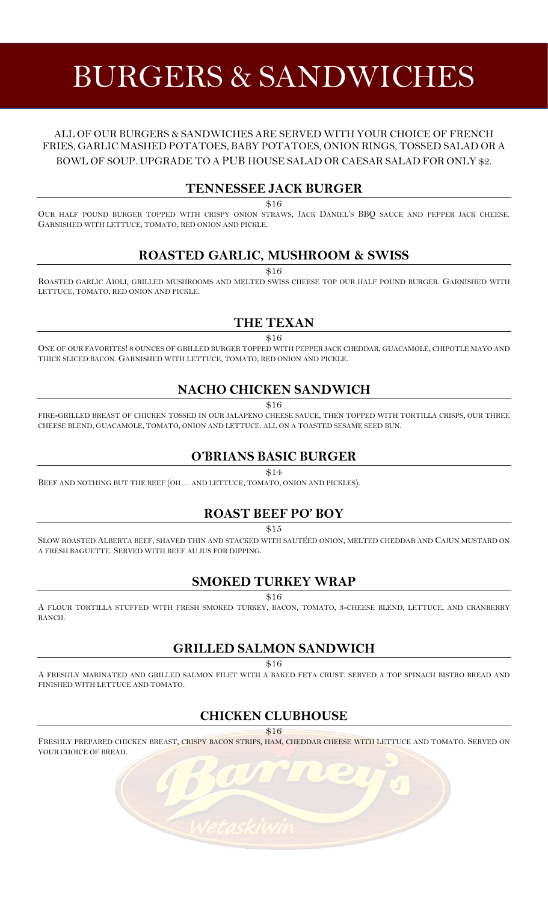# BURGERS & SANDWICHES

ALL OF OUR BURGERS & SANDWICHES ARE SERVED WITH YOUR CHOICE OF FRENCH FRIES, GARLIC MASHED POTATOES, BABY POTATOES, ONION RINGS, TOSSED SALAD OR A BOWL OF SOUP. UPGRADE TO A PUB HOUSE SALAD OR CAESAR SALAD FOR ONLY $2.

## TENNESSEE JACK BURGER

$16

Our half pound burger topped with crispy onion straws, Jack Daniel's BBQ sauce and pepper jack cheese. Garnished with lettuce, tomato, red onion and pickle.

## ROASTED GARLIC, MUSHROOM & SWISS

$16

Roasted garlic Aioli, grilled mushrooms and melted swiss cheese top our half pound burger. Garnished with lettuce, tomato, red onion and pickle.

## THE TEXAN

$16

One of our favorites! 8 ounces of grilled burger topped with pepper jack cheddar, guacamole, chipotle mayo and thick sliced bacon. Garnished with lettuce, tomato, red onion and pickle.

## NACHO CHICKEN SANDWICH

$16

fire-grilled breast of chicken tossed in our jalapeno cheese sauce, then topped with tortilla crisps, our three cheese blend, guacamole, tomato, onion and lettuce. All on a toasted sesame seed bun.

## O'BRIANS BASIC BURGER

$14

Beef and nothing but the beef (oh… and lettuce, tomato, onion and pickles).

## ROAST BEEF PO' BOY

$15

Slow roasted Alberta beef, shaved thin and stacked with sautéed onion, melted cheddar and Cajun mustard on a fresh baguette. Served with beef au jus for dipping.

## SMOKED TURKEY WRAP

$16

A flour tortilla stuffed with fresh smoked turkey, bacon, tomato, 3-cheese blend, lettuce, and cranberry ranch.

## GRILLED SALMON SANDWICH

$16

A freshly marinated and grilled salmon filet with a baked feta crust. served a top spinach bistro bread and finished with lettuce and tomato.

## CHICKEN CLUBHOUSE

$16

Freshly prepared chicken breast, crispy bacon strips, ham, cheddar cheese with lettuce and tomato. Served on your choice of bread.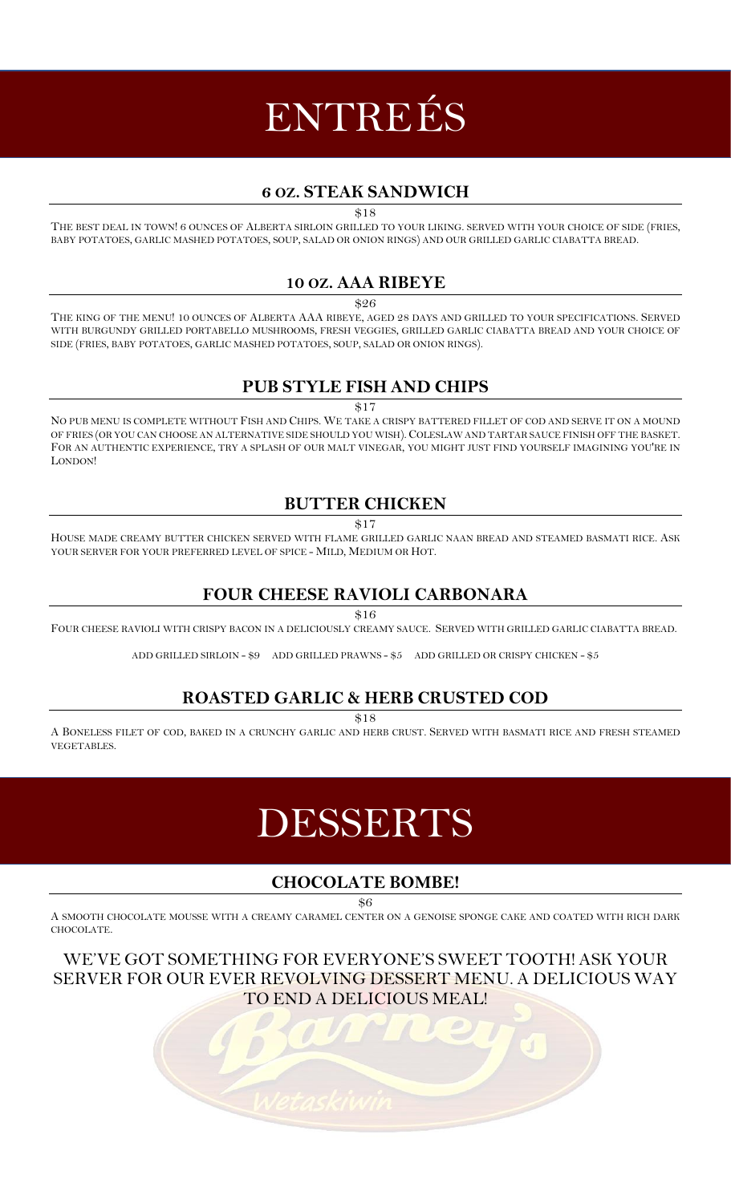# ENTREÉS

## 6 OZ. STEAK SANDWICH

$18

The best deal in town! 6 ounces of Alberta sirloin grilled to your liking. served with your choice of side (fries, baby potatoes, garlic mashed potatoes, soup, salad or onion rings) and our grilled garlic ciabatta bread.

## 10 OZ. AAA RIBEYE

$26

The king of the menu! 10 ounces of Alberta AAA ribeye, aged 28 days and grilled to your specifications. Served with burgundy grilled portabello mushrooms, fresh veggies, grilled garlic ciabatta bread and your choice of side (fries, baby potatoes, garlic mashed potatoes, soup, salad or onion rings).

## PUB STYLE FISH AND CHIPS

$17

No pub menu is complete without Fish and Chips. We take a crispy battered fillet of cod and serve it on a mound of fries (or you can choose an alternative side should you wish). Coleslaw and tartar sauce finish off the basket. For an authentic experience, try a splash of our malt vinegar, you might just find yourself imagining you're in London!

## BUTTER CHICKEN

$17

House made creamy butter chicken served with flame grilled garlic naan bread and steamed basmati rice. Ask your server for your preferred level of spice - Mild, Medium or Hot.

## FOUR CHEESE RAVIOLI CARBONARA

$16

Four cheese ravioli with crispy bacon in a deliciously creamy sauce. Served with grilled garlic ciabatta bread.

add grilled sirloin - $9    add grilled prawns - $5    add grilled or crispy chicken - $5

## ROASTED GARLIC & HERB CRUSTED COD

$18

A Boneless filet of cod, baked in a crunchy garlic and herb crust. Served with basmati rice and fresh steamed vegetables.

# DESSERTS

## CHOCOLATE BOMBE!

$6

A smooth chocolate mousse with a creamy caramel center on a genoise sponge cake and coated with rich dark chocolate.

WE'VE GOT SOMETHING FOR EVERYONE'S SWEET TOOTH! ASK YOUR SERVER FOR OUR EVER REVOLVING DESSERT MENU. A DELICIOUS WAY TO END A DELICIOUS MEAL!